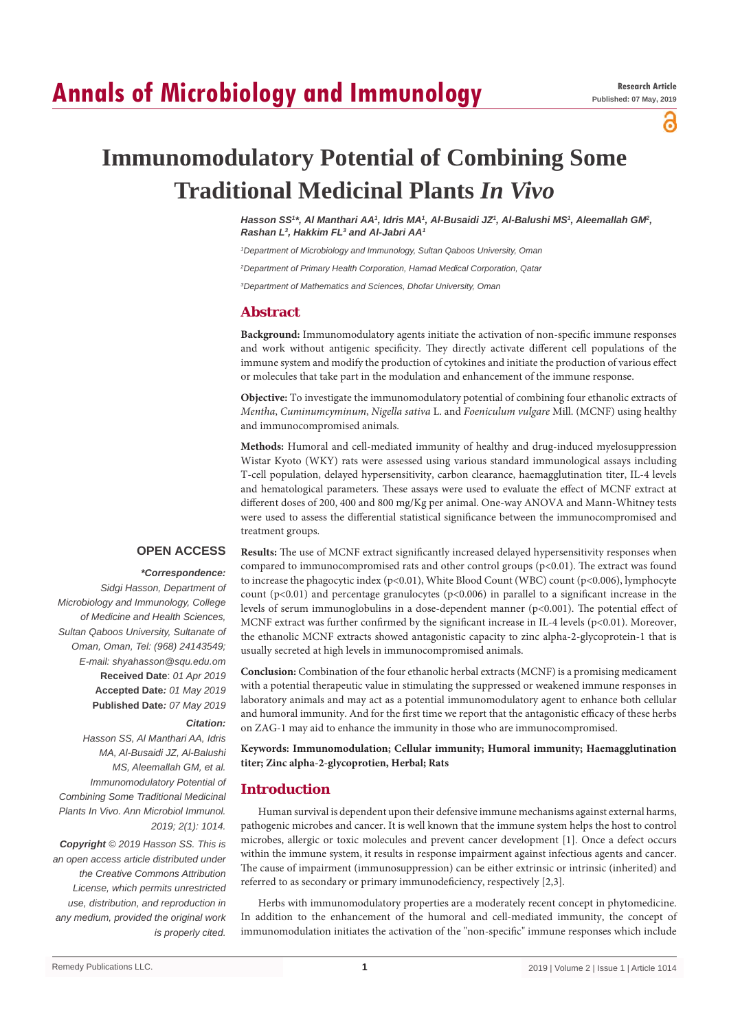# Immunomodulatory Potential of Combining Some Traditional Medicinal Plants *In Vivo*

***Hasson SS[1]\*, Al Manthari AA[1], Idris MA[1], Al-Busaidi JZ[1], Al-Balushi MS[1], Aleemallah GM[2], Rashan L[3], Hakkim FL[3] and Al-Jabri AA[1]***

*[1]Department of Microbiology and Immunology, Sultan Qaboos University, Oman*

*[2]Department of Primary Health Corporation, Hamad Medical Corporation, Qatar*

*[3]Department of Mathematics and Sciences, Dhofar University, Oman*

## Abstract

**Background:** Immunomodulatory agents initiate the activation of non-specific immune responses and work without antigenic specificity. They directly activate different cell populations of the immune system and modify the production of cytokines and initiate the production of various effect or molecules that take part in the modulation and enhancement of the immune response.

**Objective:** To investigate the immunomodulatory potential of combining four ethanolic extracts of *Mentha*, *Cuminumcyminum*, *Nigella sativa* L. and *Foeniculum vulgare* Mill. (MCNF) using healthy and immunocompromised animals.

**Methods:** Humoral and cell-mediated immunity of healthy and drug-induced myelosuppression Wistar Kyoto (WKY) rats were assessed using various standard immunological assays including T-cell population, delayed hypersensitivity, carbon clearance, haemagglutination titer, IL-4 levels and hematological parameters. These assays were used to evaluate the effect of MCNF extract at different doses of 200, 400 and 800 mg/Kg per animal. One-way ANOVA and Mann-Whitney tests were used to assess the differential statistical significance between the immunocompromised and treatment groups.

**Results:** The use of MCNF extract significantly increased delayed hypersensitivity responses when compared to immunocompromised rats and other control groups ($p<0.01$). The extract was found to increase the phagocytic index ($p<0.01$), White Blood Count (WBC) count ($p<0.006$), lymphocyte count ($p<0.01$) and percentage granulocytes ($p<0.006$) in parallel to a significant increase in the levels of serum immunoglobulins in a dose-dependent manner ($p<0.001$). The potential effect of MCNF extract was further confirmed by the significant increase in IL-4 levels ($p<0.01$). Moreover, the ethanolic MCNF extracts showed antagonistic capacity to zinc alpha-2-glycoprotein-1 that is usually secreted at high levels in immunocompromised animals.

**Conclusion:** Combination of the four ethanolic herbal extracts (MCNF) is a promising medicament with a potential therapeutic value in stimulating the suppressed or weakened immune responses in laboratory animals and may act as a potential immunomodulatory agent to enhance both cellular and humoral immunity. And for the first time we report that the antagonistic efficacy of these herbs on ZAG-1 may aid to enhance the immunity in those who are immunocompromised.

**Keywords: Immunomodulation; Cellular immunity; Humoral immunity; Haemagglutination titer; Zinc alpha-2-glycoprotien, Herbal; Rats**

**OPEN ACCESS**

***\*Correspondence:***

*Sidgi Hasson, Department of Microbiology and Immunology, College of Medicine and Health Sciences, Sultan Qaboos University, Sultanate of Oman, Oman, Tel: (968) 24143549; E-mail: shyahasson@squ.edu.om*

**Received Date**: *01 Apr 2019*

**Accepted Date***: 01 May 2019*

**Published Date***: 07 May 2019*

***Citation:***

*Hasson SS, Al Manthari AA, Idris MA, Al-Busaidi JZ, Al-Balushi MS, Aleemallah GM, et al. Immunomodulatory Potential of Combining Some Traditional Medicinal Plants In Vivo. Ann Microbiol Immunol. 2019; 2(1): 1014.*

***Copyright** © 2019 Hasson SS. This is an open access article distributed under the Creative Commons Attribution License, which permits unrestricted use, distribution, and reproduction in any medium, provided the original work is properly cited.*

## Introduction

Human survival is dependent upon their defensive immune mechanisms against external harms, pathogenic microbes and cancer. It is well known that the immune system helps the host to control microbes, allergic or toxic molecules and prevent cancer development [1]. Once a defect occurs within the immune system, it results in response impairment against infectious agents and cancer. The cause of impairment (immunosuppression) can be either extrinsic or intrinsic (inherited) and referred to as secondary or primary immunodeficiency, respectively [2,3].

Herbs with immunomodulatory properties are a moderately recent concept in phytomedicine. In addition to the enhancement of the humoral and cell-mediated immunity, the concept of immunomodulation initiates the activation of the "non-specific" immune responses which include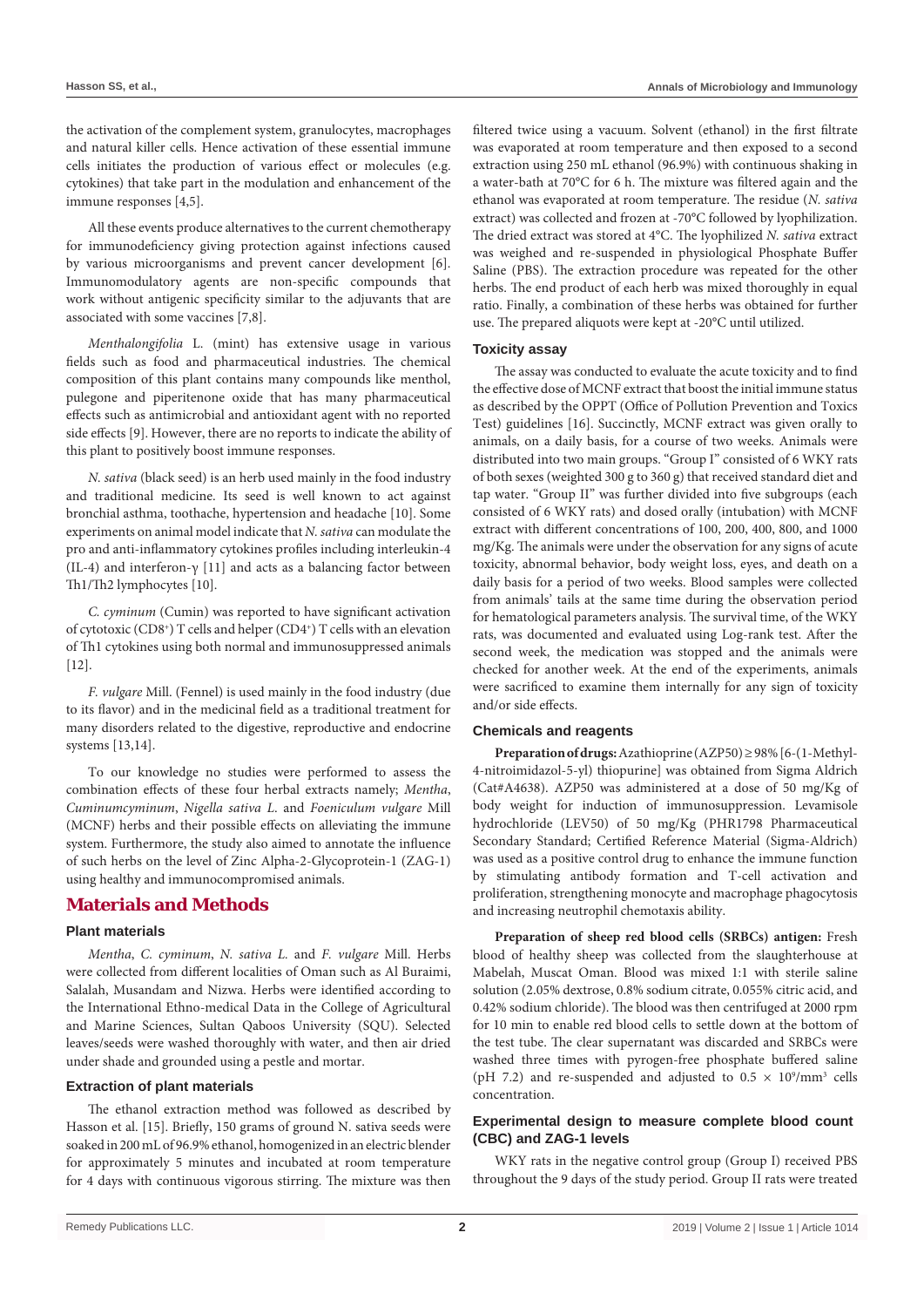the activation of the complement system, granulocytes, macrophages and natural killer cells. Hence activation of these essential immune cells initiates the production of various effect or molecules (e.g. cytokines) that take part in the modulation and enhancement of the immune responses [4,5].

All these events produce alternatives to the current chemotherapy for immunodeficiency giving protection against infections caused by various microorganisms and prevent cancer development [6]. Immunomodulatory agents are non-specific compounds that work without antigenic specificity similar to the adjuvants that are associated with some vaccines [7,8].

*Menthalongifolia* L. (mint) has extensive usage in various fields such as food and pharmaceutical industries. The chemical composition of this plant contains many compounds like menthol, pulegone and piperitenone oxide that has many pharmaceutical effects such as antimicrobial and antioxidant agent with no reported side effects [9]. However, there are no reports to indicate the ability of this plant to positively boost immune responses.

*N. sativa* (black seed) is an herb used mainly in the food industry and traditional medicine. Its seed is well known to act against bronchial asthma, toothache, hypertension and headache [10]. Some experiments on animal model indicate that *N. sativa* can modulate the pro and anti-inflammatory cytokines profiles including interleukin-4 (IL-4) and interferon-γ [11] and acts as a balancing factor between Th1/Th2 lymphocytes [10].

*C. cyminum* (Cumin) was reported to have significant activation of cytotoxic ($CD8^+$) T cells and helper ($CD4^+$) T cells with an elevation of Th1 cytokines using both normal and immunosuppressed animals [12].

*F. vulgare* Mill. (Fennel) is used mainly in the food industry (due to its flavor) and in the medicinal field as a traditional treatment for many disorders related to the digestive, reproductive and endocrine systems [13,14].

To our knowledge no studies were performed to assess the combination effects of these four herbal extracts namely; *Mentha*, *Cuminumcyminum*, *Nigella sativa L.* and *Foeniculum vulgare* Mill (MCNF) herbs and their possible effects on alleviating the immune system. Furthermore, the study also aimed to annotate the influence of such herbs on the level of Zinc Alpha-2-Glycoprotein-1 (ZAG-1) using healthy and immunocompromised animals.

## Materials and Methods

### Plant materials

*Mentha*, *C. cyminum*, *N. sativa L.* and *F. vulgare* Mill. Herbs were collected from different localities of Oman such as Al Buraimi, Salalah, Musandam and Nizwa. Herbs were identified according to the International Ethno-medical Data in the College of Agricultural and Marine Sciences, Sultan Qaboos University (SQU). Selected leaves/seeds were washed thoroughly with water, and then air dried under shade and grounded using a pestle and mortar.

### Extraction of plant materials

The ethanol extraction method was followed as described by Hasson et al. [15]. Briefly, 150 grams of ground N. sativa seeds were soaked in 200 mL of 96.9% ethanol, homogenized in an electric blender for approximately 5 minutes and incubated at room temperature for 4 days with continuous vigorous stirring. The mixture was then filtered twice using a vacuum. Solvent (ethanol) in the first filtrate was evaporated at room temperature and then exposed to a second extraction using 250 mL ethanol (96.9%) with continuous shaking in a water-bath at 70°C for 6 h. The mixture was filtered again and the ethanol was evaporated at room temperature. The residue (*N. sativa* extract) was collected and frozen at -70°C followed by lyophilization. The dried extract was stored at 4°C. The lyophilized *N. sativa* extract was weighed and re-suspended in physiological Phosphate Buffer Saline (PBS). The extraction procedure was repeated for the other herbs. The end product of each herb was mixed thoroughly in equal ratio. Finally, a combination of these herbs was obtained for further use. The prepared aliquots were kept at -20°C until utilized.

### Toxicity assay

The assay was conducted to evaluate the acute toxicity and to find the effective dose of MCNF extract that boost the initial immune status as described by the OPPT (Office of Pollution Prevention and Toxics Test) guidelines [16]. Succinctly, MCNF extract was given orally to animals, on a daily basis, for a course of two weeks. Animals were distributed into two main groups. "Group I" consisted of 6 WKY rats of both sexes (weighted 300 g to 360 g) that received standard diet and tap water. "Group II" was further divided into five subgroups (each consisted of 6 WKY rats) and dosed orally (intubation) with MCNF extract with different concentrations of 100, 200, 400, 800, and 1000 mg/Kg. The animals were under the observation for any signs of acute toxicity, abnormal behavior, body weight loss, eyes, and death on a daily basis for a period of two weeks. Blood samples were collected from animals' tails at the same time during the observation period for hematological parameters analysis. The survival time, of the WKY rats, was documented and evaluated using Log-rank test. After the second week, the medication was stopped and the animals were checked for another week. At the end of the experiments, animals were sacrificed to examine them internally for any sign of toxicity and/or side effects.

### Chemicals and reagents

**Preparation of drugs:** Azathioprine (AZP50) ≥ 98% [6-(1-Methyl-4-nitroimidazol-5-yl) thiopurine] was obtained from Sigma Aldrich (Cat#A4638). AZP50 was administered at a dose of 50 mg/Kg of body weight for induction of immunosuppression. Levamisole hydrochloride (LEV50) of 50 mg/Kg (PHR1798 Pharmaceutical Secondary Standard; Certified Reference Material (Sigma-Aldrich) was used as a positive control drug to enhance the immune function by stimulating antibody formation and T-cell activation and proliferation, strengthening monocyte and macrophage phagocytosis and increasing neutrophil chemotaxis ability.

**Preparation of sheep red blood cells (SRBCs) antigen:** Fresh blood of healthy sheep was collected from the slaughterhouse at Mabelah, Muscat Oman. Blood was mixed 1:1 with sterile saline solution (2.05% dextrose, 0.8% sodium citrate, 0.055% citric acid, and 0.42% sodium chloride). The blood was then centrifuged at 2000 rpm for 10 min to enable red blood cells to settle down at the bottom of the test tube. The clear supernatant was discarded and SRBCs were washed three times with pyrogen-free phosphate buffered saline (pH 7.2) and re-suspended and adjusted to $0.5 \times 10^9/mm^3$ cells concentration.

### Experimental design to measure complete blood count (CBC) and ZAG-1 levels

WKY rats in the negative control group (Group I) received PBS throughout the 9 days of the study period. Group II rats were treated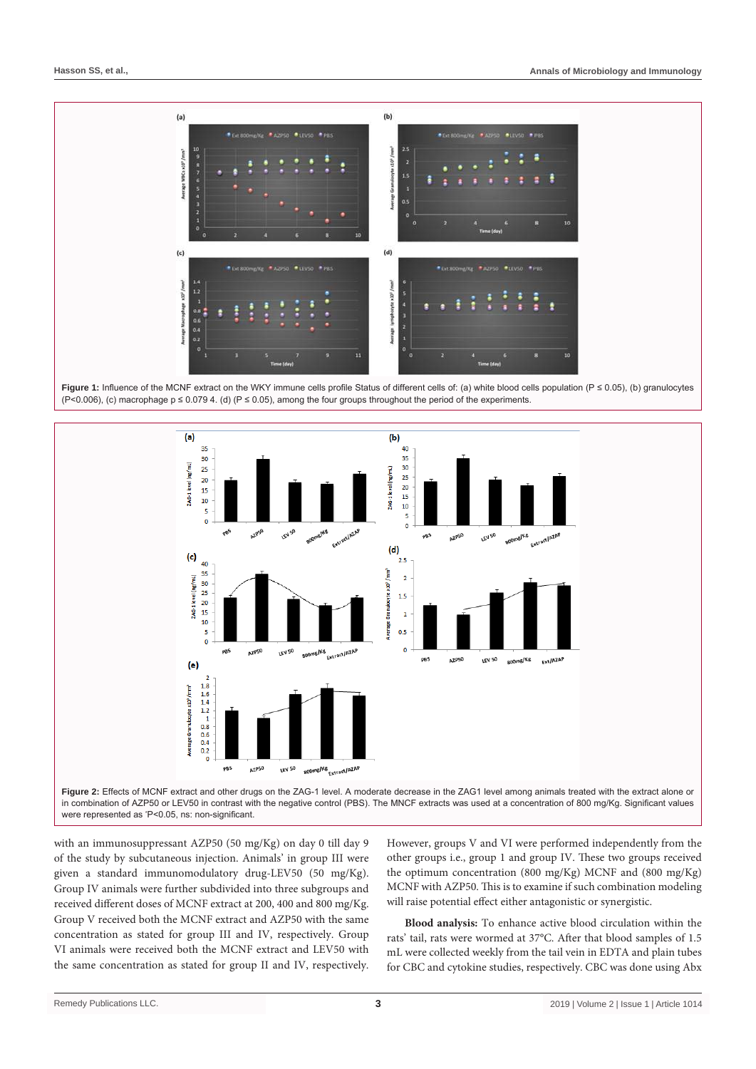**Figure 1:** Influence of the MCNF extract on the WKY immune cells profile Status of different cells of: (a) white blood cells population (P ≤ 0.05), (b) granulocytes (P<0.006), (c) macrophage p ≤ 0.079 4. (d) (P ≤ 0.05), among the four groups throughout the period of the experiments.

**Figure 2:** Effects of MCNF extract and other drugs on the ZAG-1 level. A moderate decrease in the ZAG1 level among animals treated with the extract alone or in combination of AZP50 or LEV50 in contrast with the negative control (PBS). The MNCF extracts was used at a concentration of 800 mg/Kg. Significant values were represented as 'P<0.05, ns: non-significant.

with an immunosuppressant AZP50 (50 mg/Kg) on day 0 till day 9 of the study by subcutaneous injection. Animals' in group III were given a standard immunomodulatory drug-LEV50 (50 mg/Kg). Group IV animals were further subdivided into three subgroups and received different doses of MCNF extract at 200, 400 and 800 mg/Kg. Group V received both the MCNF extract and AZP50 with the same concentration as stated for group III and IV, respectively. Group VI animals were received both the MCNF extract and LEV50 with the same concentration as stated for group II and IV, respectively. However, groups V and VI were performed independently from the other groups i.e., group 1 and group IV. These two groups received the optimum concentration (800 mg/Kg) MCNF and (800 mg/Kg) MCNF with AZP50. This is to examine if such combination modeling will raise potential effect either antagonistic or synergistic.

**Blood analysis:** To enhance active blood circulation within the rats' tail, rats were wormed at 37°C. After that blood samples of 1.5 mL were collected weekly from the tail vein in EDTA and plain tubes for CBC and cytokine studies, respectively. CBC was done using Abx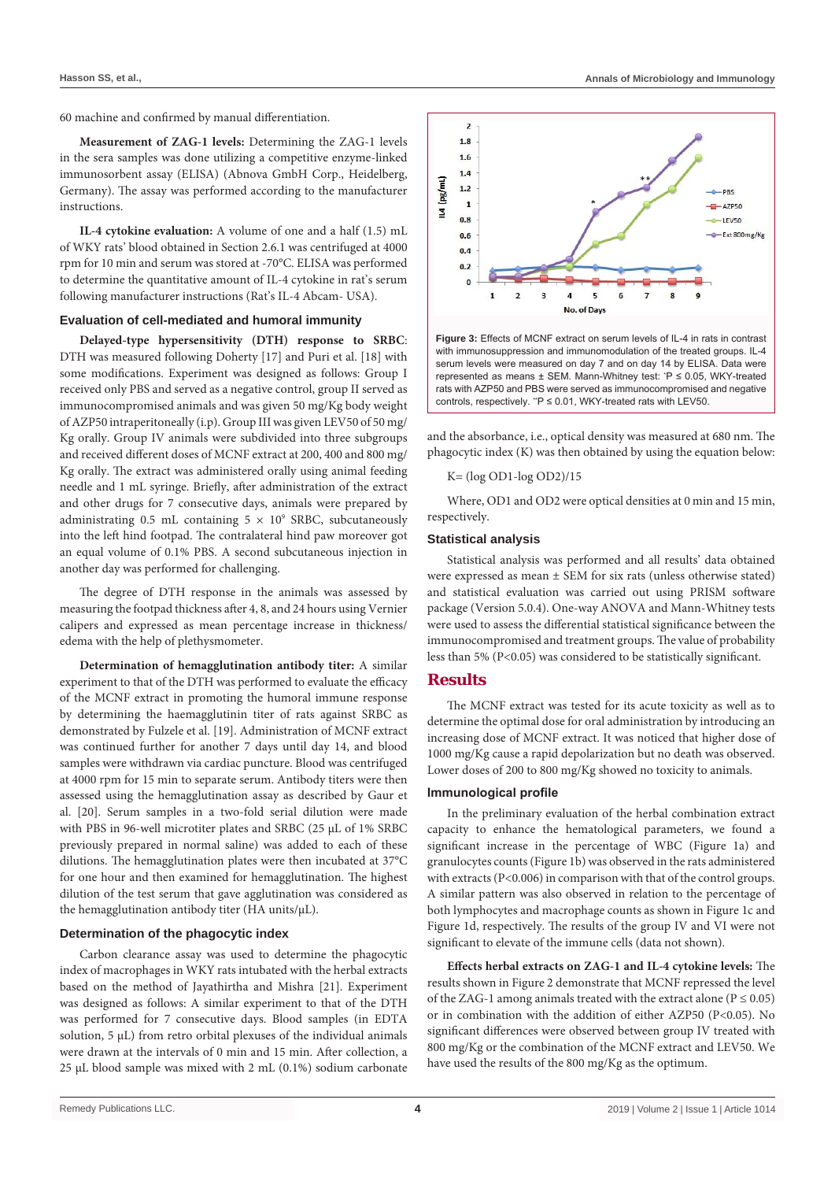60 machine and confirmed by manual differentiation.

**Measurement of ZAG-1 levels:** Determining the ZAG-1 levels in the sera samples was done utilizing a competitive enzyme-linked immunosorbent assay (ELISA) (Abnova GmbH Corp., Heidelberg, Germany). The assay was performed according to the manufacturer instructions.

**IL-4 cytokine evaluation:** A volume of one and a half (1.5) mL of WKY rats' blood obtained in Section 2.6.1 was centrifuged at 4000 rpm for 10 min and serum was stored at -70°C. ELISA was performed to determine the quantitative amount of IL-4 cytokine in rat's serum following manufacturer instructions (Rat's IL-4 Abcam- USA).

### Evaluation of cell-mediated and humoral immunity

**Delayed-type hypersensitivity (DTH) response to SRBC**: DTH was measured following Doherty [17] and Puri et al. [18] with some modifications. Experiment was designed as follows: Group I received only PBS and served as a negative control, group II served as immunocompromised animals and was given 50 mg/Kg body weight of AZP50 intraperitoneally (i.p). Group III was given LEV50 of 50 mg/Kg orally. Group IV animals were subdivided into three subgroups and received different doses of MCNF extract at 200, 400 and 800 mg/Kg orally. The extract was administered orally using animal feeding needle and 1 mL syringe. Briefly, after administration of the extract and other drugs for 7 consecutive days, animals were prepared by administrating 0.5 mL containing $5 \times 10^9$ SRBC, subcutaneously into the left hind footpad. The contralateral hind paw moreover got an equal volume of 0.1% PBS. A second subcutaneous injection in another day was performed for challenging.

The degree of DTH response in the animals was assessed by measuring the footpad thickness after 4, 8, and 24 hours using Vernier calipers and expressed as mean percentage increase in thickness/edema with the help of plethysmometer.

**Determination of hemagglutination antibody titer:** A similar experiment to that of the DTH was performed to evaluate the efficacy of the MCNF extract in promoting the humoral immune response by determining the haemagglutinin titer of rats against SRBC as demonstrated by Fulzele et al. [19]. Administration of MCNF extract was continued further for another 7 days until day 14, and blood samples were withdrawn via cardiac puncture. Blood was centrifuged at 4000 rpm for 15 min to separate serum. Antibody titers were then assessed using the hemagglutination assay as described by Gaur et al. [20]. Serum samples in a two-fold serial dilution were made with PBS in 96-well microtiter plates and SRBC (25 µL of 1% SRBC previously prepared in normal saline) was added to each of these dilutions. The hemagglutination plates were then incubated at 37°C for one hour and then examined for hemagglutination. The highest dilution of the test serum that gave agglutination was considered as the hemagglutination antibody titer (HA units/µL).

### Determination of the phagocytic index

Carbon clearance assay was used to determine the phagocytic index of macrophages in WKY rats intubated with the herbal extracts based on the method of Jayathirtha and Mishra [21]. Experiment was designed as follows: A similar experiment to that of the DTH was performed for 7 consecutive days. Blood samples (in EDTA solution, 5 µL) from retro orbital plexuses of the individual animals were drawn at the intervals of 0 min and 15 min. After collection, a 25 µL blood sample was mixed with 2 mL (0.1%) sodium carbonate and the absorbance, i.e., optical density was measured at 680 nm. The phagocytic index (K) was then obtained by using the equation below:

$$K = (\log OD1 - \log OD2)/15$$

Where, OD1 and OD2 were optical densities at 0 min and 15 min, respectively.

**Figure 3:** Effects of MCNF extract on serum levels of IL-4 in rats in contrast with immunosuppression and immunomodulation of the treated groups. IL-4 serum levels were measured on day 7 and on day 14 by ELISA. Data were represented as means ± SEM. Mann-Whitney test: *P ≤ 0.05, WKY-treated rats with AZP50 and PBS were served as immunocompromised and negative controls, respectively. **P ≤ 0.01, WKY-treated rats with LEV50.

### Statistical analysis

Statistical analysis was performed and all results' data obtained were expressed as mean ± SEM for six rats (unless otherwise stated) and statistical evaluation was carried out using PRISM software package (Version 5.0.4). One-way ANOVA and Mann-Whitney tests were used to assess the differential statistical significance between the immunocompromised and treatment groups. The value of probability less than 5% ($P<0.05$) was considered to be statistically significant.

## Results

The MCNF extract was tested for its acute toxicity as well as to determine the optimal dose for oral administration by introducing an increasing dose of MCNF extract. It was noticed that higher dose of 1000 mg/Kg cause a rapid depolarization but no death was observed. Lower doses of 200 to 800 mg/Kg showed no toxicity to animals.

### Immunological profile

In the preliminary evaluation of the herbal combination extract capacity to enhance the hematological parameters, we found a significant increase in the percentage of WBC (Figure 1a) and granulocytes counts (Figure 1b) was observed in the rats administered with extracts ($P<0.006$) in comparison with that of the control groups. A similar pattern was also observed in relation to the percentage of both lymphocytes and macrophage counts as shown in Figure 1c and Figure 1d, respectively. The results of the group IV and VI were not significant to elevate of the immune cells (data not shown).

**Effects herbal extracts on ZAG-1 and IL-4 cytokine levels:** The results shown in Figure 2 demonstrate that MCNF repressed the level of the ZAG-1 among animals treated with the extract alone ($P \leq 0.05$) or in combination with the addition of either AZP50 ($P<0.05$). No significant differences were observed between group IV treated with 800 mg/Kg or the combination of the MCNF extract and LEV50. We have used the results of the 800 mg/Kg as the optimum.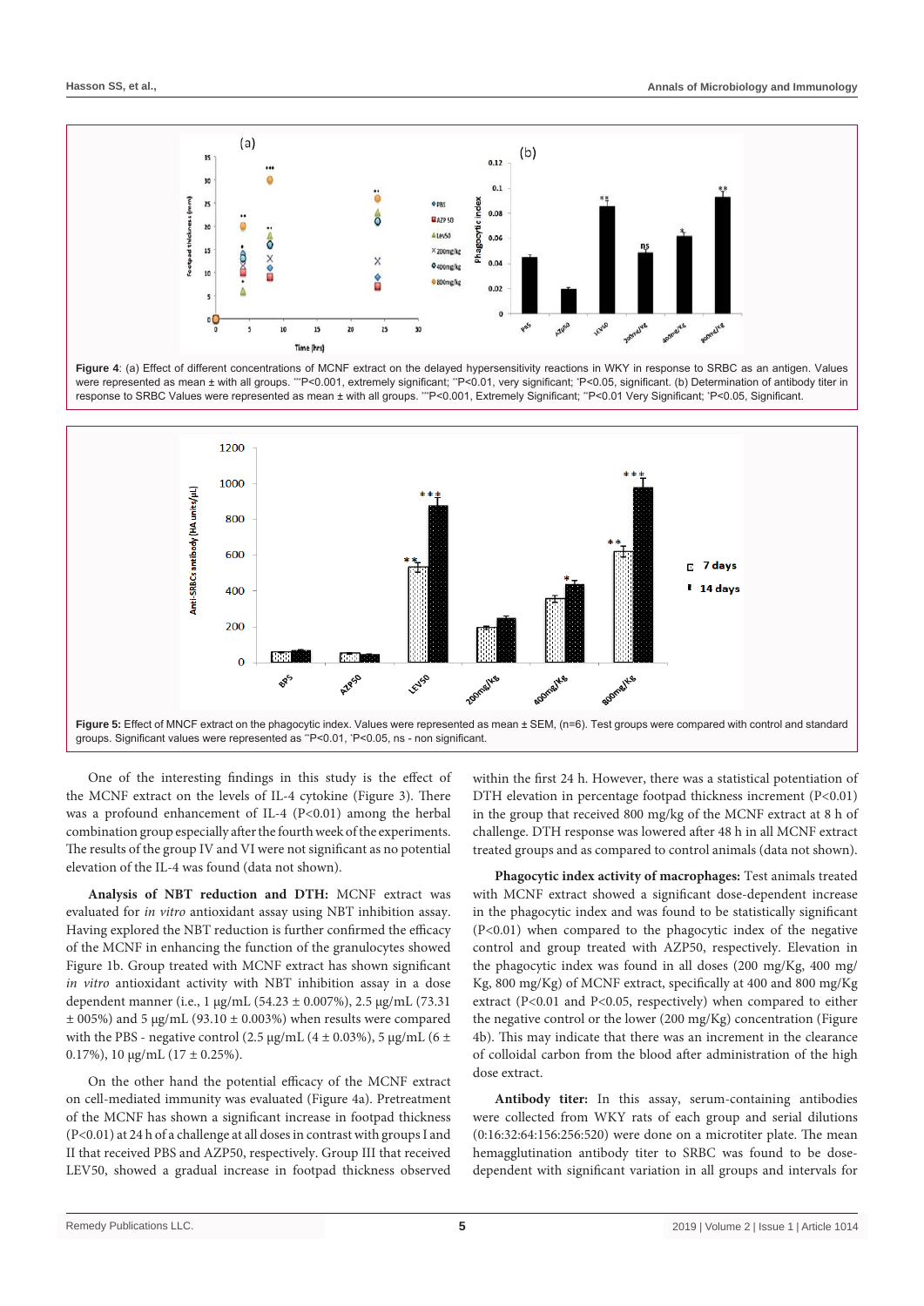Figure 4: (a) Effect of different concentrations of MCNF extract on the delayed hypersensitivity reactions in WKY in response to SRBC as an antigen. Values were represented as mean ± with all groups. ***P<0.001, extremely significant; **P<0.01, very significant; *P<0.05, significant. (b) Determination of antibody titer in response to SRBC Values were represented as mean ± with all groups. ***P<0.001, Extremely Significant; **P<0.01 Very Significant; *P<0.05, Significant.

Figure 5: Effect of MNCF extract on the phagocytic index. Values were represented as mean ± SEM, (n=6). Test groups were compared with control and standard groups. Significant values were represented as **P<0.01, *P<0.05, ns - non significant.

One of the interesting findings in this study is the effect of the MCNF extract on the levels of IL-4 cytokine (Figure 3). There was a profound enhancement of IL-4 (P<0.01) among the herbal combination group especially after the fourth week of the experiments. The results of the group IV and VI were not significant as no potential elevation of the IL-4 was found (data not shown).

**Analysis of NBT reduction and DTH:** MCNF extract was evaluated for *in vitro* antioxidant assay using NBT inhibition assay. Having explored the NBT reduction is further confirmed the efficacy of the MCNF in enhancing the function of the granulocytes showed Figure 1b. Group treated with MCNF extract has shown significant *in vitro* antioxidant activity with NBT inhibition assay in a dose dependent manner (i.e., 1 µg/mL (54.23 ± 0.007%), 2.5 µg/mL (73.31 ± 005%) and 5 µg/mL (93.10 ± 0.003%) when results were compared with the PBS - negative control (2.5 µg/mL (4 ± 0.03%), 5 µg/mL (6 ± 0.17%), 10 µg/mL (17 ± 0.25%).

On the other hand the potential efficacy of the MCNF extract on cell-mediated immunity was evaluated (Figure 4a). Pretreatment of the MCNF has shown a significant increase in footpad thickness (P<0.01) at 24 h of a challenge at all doses in contrast with groups I and II that received PBS and AZP50, respectively. Group III that received LEV50, showed a gradual increase in footpad thickness observed within the first 24 h. However, there was a statistical potentiation of DTH elevation in percentage footpad thickness increment (P<0.01) in the group that received 800 mg/kg of the MCNF extract at 8 h of challenge. DTH response was lowered after 48 h in all MCNF extract treated groups and as compared to control animals (data not shown).

**Phagocytic index activity of macrophages:** Test animals treated with MCNF extract showed a significant dose-dependent increase in the phagocytic index and was found to be statistically significant (P<0.01) when compared to the phagocytic index of the negative control and group treated with AZP50, respectively. Elevation in the phagocytic index was found in all doses (200 mg/Kg, 400 mg/Kg, 800 mg/Kg) of MCNF extract, specifically at 400 and 800 mg/Kg extract (P<0.01 and P<0.05, respectively) when compared to either the negative control or the lower (200 mg/Kg) concentration (Figure 4b). This may indicate that there was an increment in the clearance of colloidal carbon from the blood after administration of the high dose extract.

**Antibody titer:** In this assay, serum-containing antibodies were collected from WKY rats of each group and serial dilutions (0:16:32:64:156:256:520) were done on a microtiter plate. The mean hemagglutination antibody titer to SRBC was found to be dose-dependent with significant variation in all groups and intervals for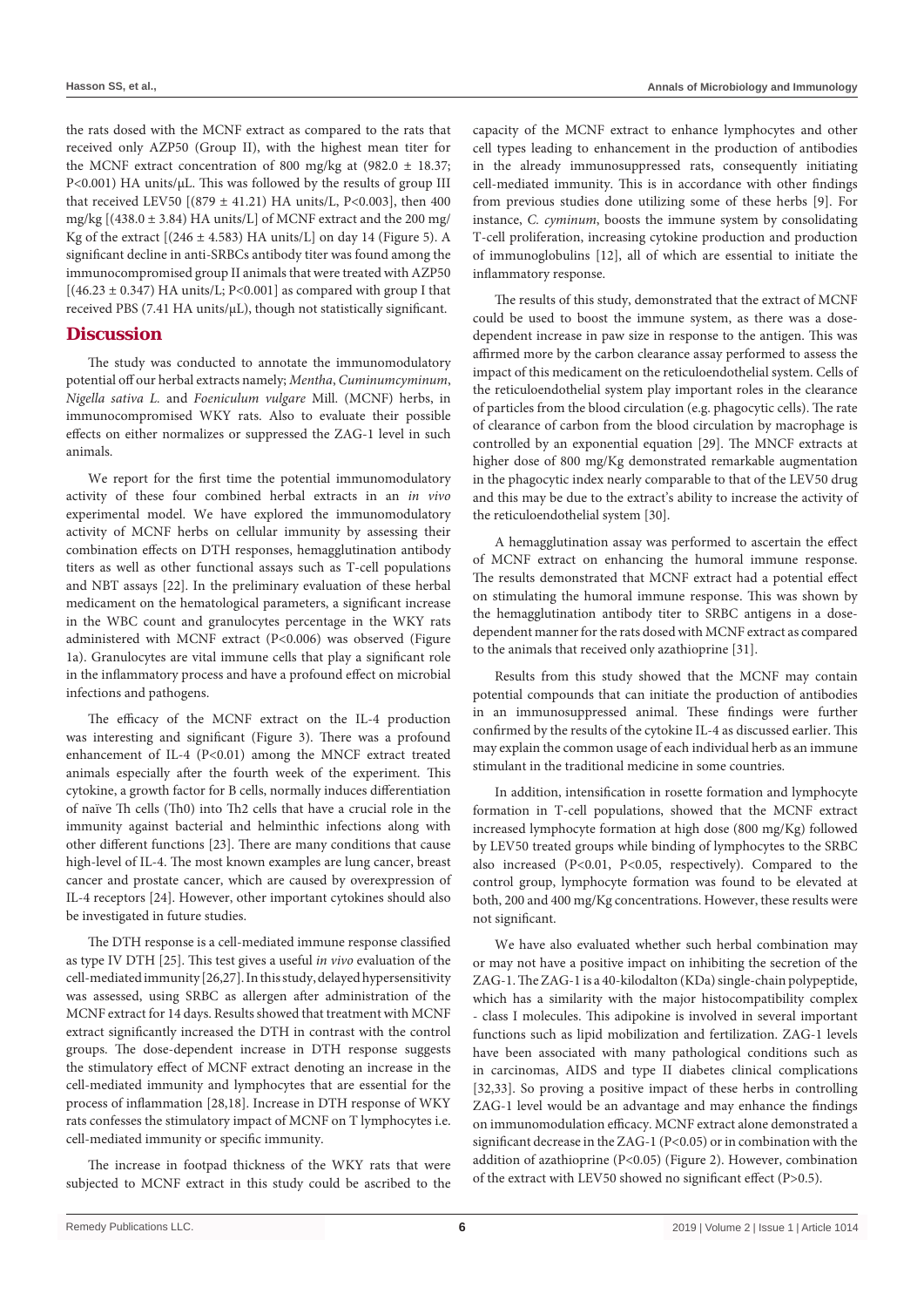the rats dosed with the MCNF extract as compared to the rats that received only AZP50 (Group II), with the highest mean titer for the MCNF extract concentration of 800 mg/kg at (982.0 ± 18.37; P<0.001) HA units/μL. This was followed by the results of group III that received LEV50 [(879 ± 41.21) HA units/L, P<0.003], then 400 mg/kg [(438.0 ± 3.84) HA units/L] of MCNF extract and the 200 mg/Kg of the extract [(246 ± 4.583) HA units/L] on day 14 (Figure 5). A significant decline in anti-SRBCs antibody titer was found among the immunocompromised group II animals that were treated with AZP50 [(46.23 ± 0.347) HA units/L; P<0.001] as compared with group I that received PBS (7.41 HA units/μL), though not statistically significant.

## Discussion

The study was conducted to annotate the immunomodulatory potential off our herbal extracts namely; *Mentha*, *Cuminumcyminum*, *Nigella sativa L.* and *Foeniculum vulgare* Mill. (MCNF) herbs, in immunocompromised WKY rats. Also to evaluate their possible effects on either normalizes or suppressed the ZAG-1 level in such animals.

We report for the first time the potential immunomodulatory activity of these four combined herbal extracts in an *in vivo* experimental model. We have explored the immunomodulatory activity of MCNF herbs on cellular immunity by assessing their combination effects on DTH responses, hemagglutination antibody titers as well as other functional assays such as T-cell populations and NBT assays [22]. In the preliminary evaluation of these herbal medicament on the hematological parameters, a significant increase in the WBC count and granulocytes percentage in the WKY rats administered with MCNF extract (P<0.006) was observed (Figure 1a). Granulocytes are vital immune cells that play a significant role in the inflammatory process and have a profound effect on microbial infections and pathogens.

The efficacy of the MCNF extract on the IL-4 production was interesting and significant (Figure 3). There was a profound enhancement of IL-4 (P<0.01) among the MNCF extract treated animals especially after the fourth week of the experiment. This cytokine, a growth factor for B cells, normally induces differentiation of naïve Th cells (Th0) into Th2 cells that have a crucial role in the immunity against bacterial and helminthic infections along with other different functions [23]. There are many conditions that cause high-level of IL-4. The most known examples are lung cancer, breast cancer and prostate cancer, which are caused by overexpression of IL-4 receptors [24]. However, other important cytokines should also be investigated in future studies.

The DTH response is a cell-mediated immune response classified as type IV DTH [25]. This test gives a useful *in vivo* evaluation of the cell-mediated immunity [26,27]. In this study, delayed hypersensitivity was assessed, using SRBC as allergen after administration of the MCNF extract for 14 days. Results showed that treatment with MCNF extract significantly increased the DTH in contrast with the control groups. The dose-dependent increase in DTH response suggests the stimulatory effect of MCNF extract denoting an increase in the cell-mediated immunity and lymphocytes that are essential for the process of inflammation [28,18]. Increase in DTH response of WKY rats confesses the stimulatory impact of MCNF on T lymphocytes i.e. cell-mediated immunity or specific immunity.

The increase in footpad thickness of the WKY rats that were subjected to MCNF extract in this study could be ascribed to the capacity of the MCNF extract to enhance lymphocytes and other cell types leading to enhancement in the production of antibodies in the already immunosuppressed rats, consequently initiating cell-mediated immunity. This is in accordance with other findings from previous studies done utilizing some of these herbs [9]. For instance, *C. cyminum*, boosts the immune system by consolidating T-cell proliferation, increasing cytokine production and production of immunoglobulins [12], all of which are essential to initiate the inflammatory response.

The results of this study, demonstrated that the extract of MCNF could be used to boost the immune system, as there was a dose-dependent increase in paw size in response to the antigen. This was affirmed more by the carbon clearance assay performed to assess the impact of this medicament on the reticuloendothelial system. Cells of the reticuloendothelial system play important roles in the clearance of particles from the blood circulation (e.g. phagocytic cells). The rate of clearance of carbon from the blood circulation by macrophage is controlled by an exponential equation [29]. The MNCF extracts at higher dose of 800 mg/Kg demonstrated remarkable augmentation in the phagocytic index nearly comparable to that of the LEV50 drug and this may be due to the extract's ability to increase the activity of the reticuloendothelial system [30].

A hemagglutination assay was performed to ascertain the effect of MCNF extract on enhancing the humoral immune response. The results demonstrated that MCNF extract had a potential effect on stimulating the humoral immune response. This was shown by the hemagglutination antibody titer to SRBC antigens in a dose-dependent manner for the rats dosed with MCNF extract as compared to the animals that received only azathioprine [31].

Results from this study showed that the MCNF may contain potential compounds that can initiate the production of antibodies in an immunosuppressed animal. These findings were further confirmed by the results of the cytokine IL-4 as discussed earlier. This may explain the common usage of each individual herb as an immune stimulant in the traditional medicine in some countries.

In addition, intensification in rosette formation and lymphocyte formation in T-cell populations, showed that the MCNF extract increased lymphocyte formation at high dose (800 mg/Kg) followed by LEV50 treated groups while binding of lymphocytes to the SRBC also increased (P<0.01, P<0.05, respectively). Compared to the control group, lymphocyte formation was found to be elevated at both, 200 and 400 mg/Kg concentrations. However, these results were not significant.

We have also evaluated whether such herbal combination may or may not have a positive impact on inhibiting the secretion of the ZAG-1. The ZAG-1 is a 40-kilodalton (KDa) single-chain polypeptide, which has a similarity with the major histocompatibility complex - class I molecules. This adipokine is involved in several important functions such as lipid mobilization and fertilization. ZAG-1 levels have been associated with many pathological conditions such as in carcinomas, AIDS and type II diabetes clinical complications [32,33]. So proving a positive impact of these herbs in controlling ZAG-1 level would be an advantage and may enhance the findings on immunomodulation efficacy. MCNF extract alone demonstrated a significant decrease in the ZAG-1 (P<0.05) or in combination with the addition of azathioprine (P<0.05) (Figure 2). However, combination of the extract with LEV50 showed no significant effect (P>0.5).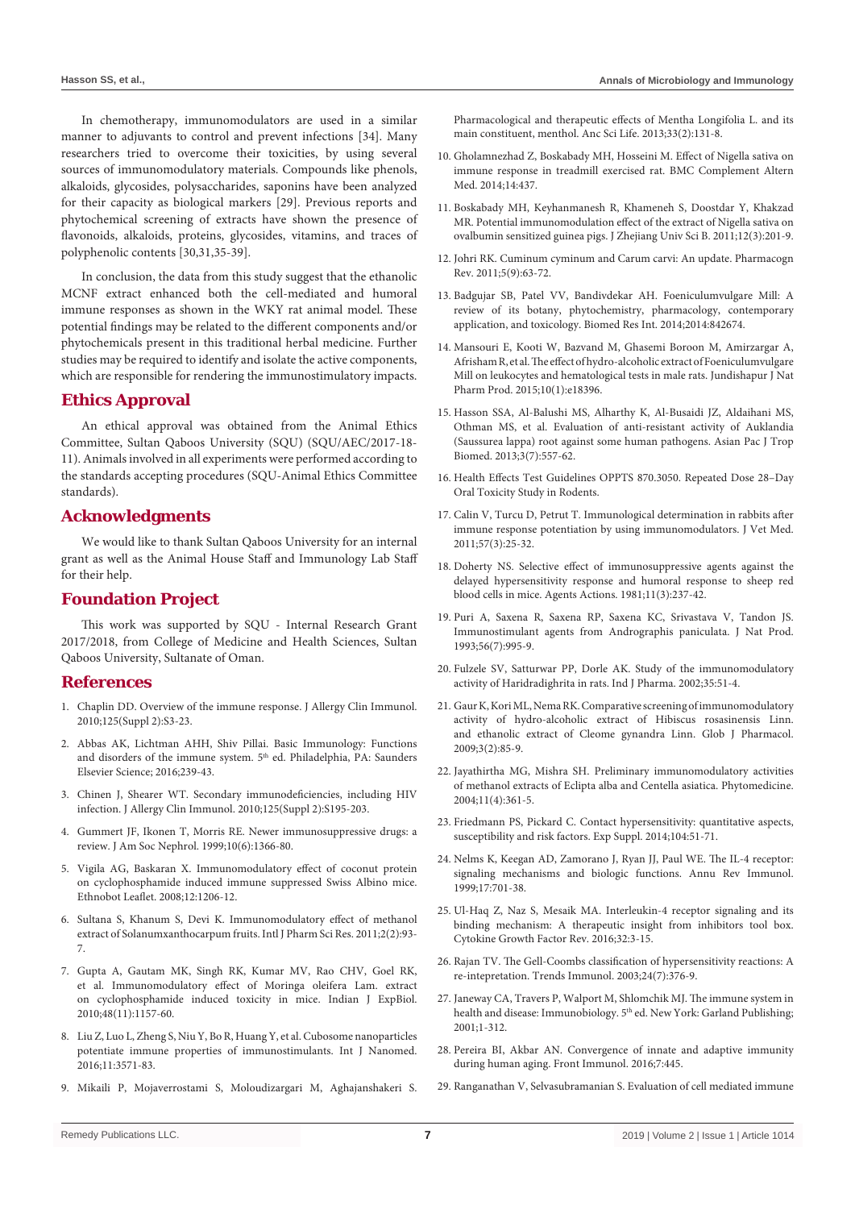In chemotherapy, immunomodulators are used in a similar manner to adjuvants to control and prevent infections [34]. Many researchers tried to overcome their toxicities, by using several sources of immunomodulatory materials. Compounds like phenols, alkaloids, glycosides, polysaccharides, saponins have been analyzed for their capacity as biological markers [29]. Previous reports and phytochemical screening of extracts have shown the presence of flavonoids, alkaloids, proteins, glycosides, vitamins, and traces of polyphenolic contents [30,31,35-39].

In conclusion, the data from this study suggest that the ethanolic MCNF extract enhanced both the cell-mediated and humoral immune responses as shown in the WKY rat animal model. These potential findings may be related to the different components and/or phytochemicals present in this traditional herbal medicine. Further studies may be required to identify and isolate the active components, which are responsible for rendering the immunostimulatory impacts.

## Ethics Approval

An ethical approval was obtained from the Animal Ethics Committee, Sultan Qaboos University (SQU) (SQU/AEC/2017-18-11). Animals involved in all experiments were performed according to the standards accepting procedures (SQU-Animal Ethics Committee standards).

## Acknowledgments

We would like to thank Sultan Qaboos University for an internal grant as well as the Animal House Staff and Immunology Lab Staff for their help.

## Foundation Project

This work was supported by SQU - Internal Research Grant 2017/2018, from College of Medicine and Health Sciences, Sultan Qaboos University, Sultanate of Oman.

## References

1. Chaplin DD. Overview of the immune response. J Allergy Clin Immunol. 2010;125(Suppl 2):S3-23.
2. Abbas AK, Lichtman AHH, Shiv Pillai. Basic Immunology: Functions and disorders of the immune system. 5th ed. Philadelphia, PA: Saunders Elsevier Science; 2016;239-43.
3. Chinen J, Shearer WT. Secondary immunodeficiencies, including HIV infection. J Allergy Clin Immunol. 2010;125(Suppl 2):S195-203.
4. Gummert JF, Ikonen T, Morris RE. Newer immunosuppressive drugs: a review. J Am Soc Nephrol. 1999;10(6):1366-80.
5. Vigila AG, Baskaran X. Immunomodulatory effect of coconut protein on cyclophosphamide induced immune suppressed Swiss Albino mice. Ethnobot Leaflet. 2008;12:1206-12.
6. Sultana S, Khanum S, Devi K. Immunomodulatory effect of methanol extract of Solanumxanthocarpum fruits. Intl J Pharm Sci Res. 2011;2(2):93-7.
7. Gupta A, Gautam MK, Singh RK, Kumar MV, Rao CHV, Goel RK, et al. Immunomodulatory effect of Moringa oleifera Lam. extract on cyclophosphamide induced toxicity in mice. Indian J ExpBiol. 2010;48(11):1157-60.
8. Liu Z, Luo L, Zheng S, Niu Y, Bo R, Huang Y, et al. Cubosome nanoparticles potentiate immune properties of immunostimulants. Int J Nanomed. 2016;11:3571-83.
9. Mikaili P, Mojaverrostami S, Moloudizargari M, Aghajanshakeri S. Pharmacological and therapeutic effects of Mentha Longifolia L. and its main constituent, menthol. Anc Sci Life. 2013;33(2):131-8.
10. Gholamnezhad Z, Boskabady MH, Hosseini M. Effect of Nigella sativa on immune response in treadmill exercised rat. BMC Complement Altern Med. 2014;14:437.
11. Boskabady MH, Keyhanmanesh R, Khameneh S, Doostdar Y, Khakzad MR. Potential immunomodulation effect of the extract of Nigella sativa on ovalbumin sensitized guinea pigs. J Zhejiang Univ Sci B. 2011;12(3):201-9.
12. Johri RK. Cuminum cyminum and Carum carvi: An update. Pharmacogn Rev. 2011;5(9):63-72.
13. Badgujar SB, Patel VV, Bandivdekar AH. Foeniculumvulgare Mill: A review of its botany, phytochemistry, pharmacology, contemporary application, and toxicology. Biomed Res Int. 2014;2014:842674.
14. Mansouri E, Kooti W, Bazvand M, Ghasemi Boroon M, Amirzargar A, Afrisham R, et al. The effect of hydro-alcoholic extract of Foeniculumvulgare Mill on leukocytes and hematological tests in male rats. Jundishapur J Nat Pharm Prod. 2015;10(1):e18396.
15. Hasson SSA, Al-Balushi MS, Alharthy K, Al-Busaidi JZ, Aldaihani MS, Othman MS, et al. Evaluation of anti-resistant activity of Auklandia (Saussurea lappa) root against some human pathogens. Asian Pac J Trop Biomed. 2013;3(7):557-62.
16. Health Effects Test Guidelines OPPTS 870.3050. Repeated Dose 28–Day Oral Toxicity Study in Rodents.
17. Calin V, Turcu D, Petrut T. Immunological determination in rabbits after immune response potentiation by using immunomodulators. J Vet Med. 2011;57(3):25-32.
18. Doherty NS. Selective effect of immunosuppressive agents against the delayed hypersensitivity response and humoral response to sheep red blood cells in mice. Agents Actions. 1981;11(3):237-42.
19. Puri A, Saxena R, Saxena RP, Saxena KC, Srivastava V, Tandon JS. Immunostimulant agents from Andrographis paniculata. J Nat Prod. 1993;56(7):995-9.
20. Fulzele SV, Satturwar PP, Dorle AK. Study of the immunomodulatory activity of Haridradighrita in rats. Ind J Pharma. 2002;35:51-4.
21. Gaur K, Kori ML, Nema RK. Comparative screening of immunomodulatory activity of hydro-alcoholic extract of Hibiscus rosasinensis Linn. and ethanolic extract of Cleome gynandra Linn. Glob J Pharmacol. 2009;3(2):85-9.
22. Jayathirtha MG, Mishra SH. Preliminary immunomodulatory activities of methanol extracts of Eclipta alba and Centella asiatica. Phytomedicine. 2004;11(4):361-5.
23. Friedmann PS, Pickard C. Contact hypersensitivity: quantitative aspects, susceptibility and risk factors. Exp Suppl. 2014;104:51-71.
24. Nelms K, Keegan AD, Zamorano J, Ryan JJ, Paul WE. The IL-4 receptor: signaling mechanisms and biologic functions. Annu Rev Immunol. 1999;17:701-38.
25. Ul-Haq Z, Naz S, Mesaik MA. Interleukin-4 receptor signaling and its binding mechanism: A therapeutic insight from inhibitors tool box. Cytokine Growth Factor Rev. 2016;32:3-15.
26. Rajan TV. The Gell-Coombs classification of hypersensitivity reactions: A re-intepretation. Trends Immunol. 2003;24(7):376-9.
27. Janeway CA, Travers P, Walport M, Shlomchik MJ. The immune system in health and disease: Immunobiology. 5th ed. New York: Garland Publishing; 2001;1-312.
28. Pereira BI, Akbar AN. Convergence of innate and adaptive immunity during human aging. Front Immunol. 2016;7:445.
29. Ranganathan V, Selvasubramanian S. Evaluation of cell mediated immune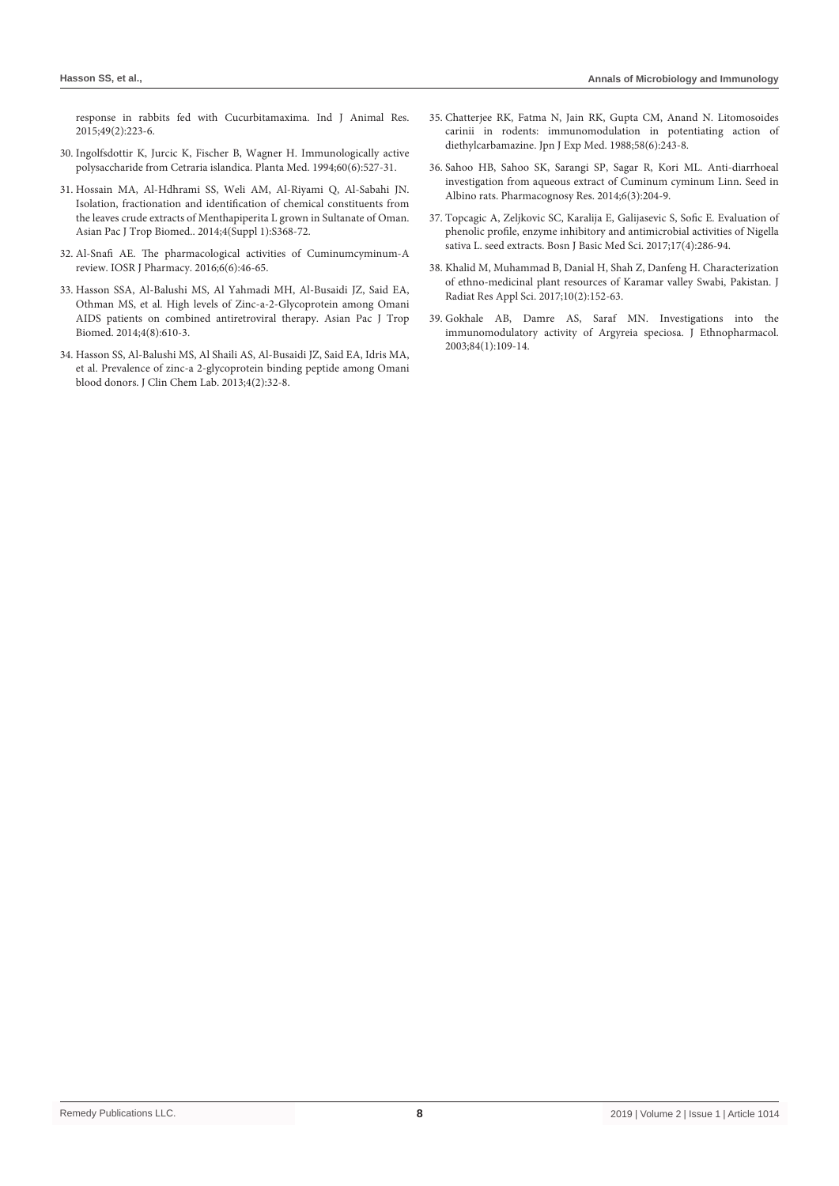response in rabbits fed with Cucurbitamaxima. Ind J Animal Res. 2015;49(2):223-6.

30. Ingolfsdottir K, Jurcic K, Fischer B, Wagner H. Immunologically active polysaccharide from Cetraria islandica. Planta Med. 1994;60(6):527-31.

31. Hossain MA, Al-Hdhrami SS, Weli AM, Al-Riyami Q, Al-Sabahi JN. Isolation, fractionation and identification of chemical constituents from the leaves crude extracts of Menthapiperita L grown in Sultanate of Oman. Asian Pac J Trop Biomed.. 2014;4(Suppl 1):S368-72.

32. Al-Snafi AE. The pharmacological activities of Cuminumcyminum-A review. IOSR J Pharmacy. 2016;6(6):46-65.

33. Hasson SSA, Al-Balushi MS, Al Yahmadi MH, Al-Busaidi JZ, Said EA, Othman MS, et al. High levels of Zinc-a-2-Glycoprotein among Omani AIDS patients on combined antiretroviral therapy. Asian Pac J Trop Biomed. 2014;4(8):610-3.

34. Hasson SS, Al-Balushi MS, Al Shaili AS, Al-Busaidi JZ, Said EA, Idris MA, et al. Prevalence of zinc-a 2-glycoprotein binding peptide among Omani blood donors. J Clin Chem Lab. 2013;4(2):32-8.

35. Chatterjee RK, Fatma N, Jain RK, Gupta CM, Anand N. Litomosoides carinii in rodents: immunomodulation in potentiating action of diethylcarbamazine. Jpn J Exp Med. 1988;58(6):243-8.

36. Sahoo HB, Sahoo SK, Sarangi SP, Sagar R, Kori ML. Anti-diarrhoeal investigation from aqueous extract of Cuminum cyminum Linn. Seed in Albino rats. Pharmacognosy Res. 2014;6(3):204-9.

37. Topcagic A, Zeljkovic SC, Karalija E, Galijasevic S, Sofic E. Evaluation of phenolic profile, enzyme inhibitory and antimicrobial activities of Nigella sativa L. seed extracts. Bosn J Basic Med Sci. 2017;17(4):286-94.

38. Khalid M, Muhammad B, Danial H, Shah Z, Danfeng H. Characterization of ethno-medicinal plant resources of Karamar valley Swabi, Pakistan. J Radiat Res Appl Sci. 2017;10(2):152-63.

39. Gokhale AB, Damre AS, Saraf MN. Investigations into the immunomodulatory activity of Argyreia speciosa. J Ethnopharmacol. 2003;84(1):109-14.